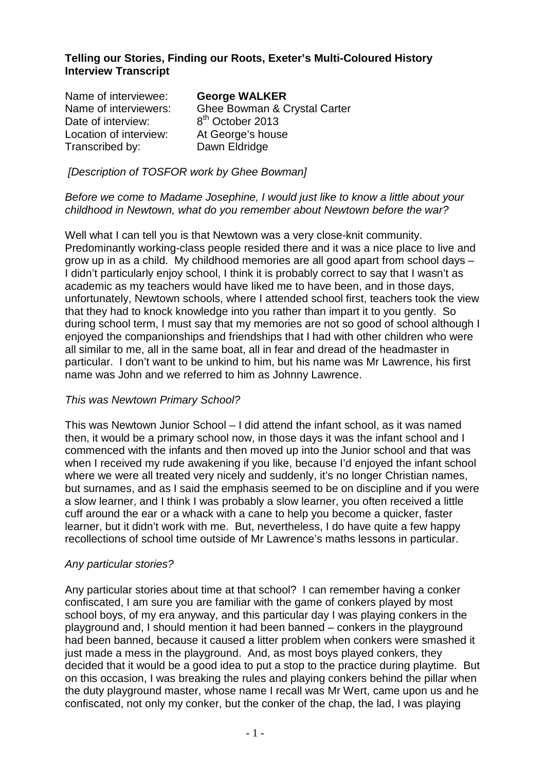**Telling our Stories, Finding our Roots, Exeter's Multi-Coloured History Interview Transcript**

Name of interviewee: **George WALKER**
Name of interviewers: Ghee Bowman & Crystal Carter
Date of interview: 8th October 2013
Location of interview: At George's house
Transcribed by: Dawn Eldridge

*[Description of TOSFOR work by Ghee Bowman]*

*Before we come to Madame Josephine, I would just like to know a little about your childhood in Newtown, what do you remember about Newtown before the war?*

Well what I can tell you is that Newtown was a very close-knit community. Predominantly working-class people resided there and it was a nice place to live and grow up in as a child. My childhood memories are all good apart from school days – I didn't particularly enjoy school, I think it is probably correct to say that I wasn't as academic as my teachers would have liked me to have been, and in those days, unfortunately, Newtown schools, where I attended school first, teachers took the view that they had to knock knowledge into you rather than impart it to you gently. So during school term, I must say that my memories are not so good of school although I enjoyed the companionships and friendships that I had with other children who were all similar to me, all in the same boat, all in fear and dread of the headmaster in particular. I don't want to be unkind to him, but his name was Mr Lawrence, his first name was John and we referred to him as Johnny Lawrence.

*This was Newtown Primary School?*

This was Newtown Junior School – I did attend the infant school, as it was named then, it would be a primary school now, in those days it was the infant school and I commenced with the infants and then moved up into the Junior school and that was when I received my rude awakening if you like, because I'd enjoyed the infant school where we were all treated very nicely and suddenly, it's no longer Christian names, but surnames, and as I said the emphasis seemed to be on discipline and if you were a slow learner, and I think I was probably a slow learner, you often received a little cuff around the ear or a whack with a cane to help you become a quicker, faster learner, but it didn't work with me. But, nevertheless, I do have quite a few happy recollections of school time outside of Mr Lawrence's maths lessons in particular.

*Any particular stories?*

Any particular stories about time at that school? I can remember having a conker confiscated, I am sure you are familiar with the game of conkers played by most school boys, of my era anyway, and this particular day I was playing conkers in the playground and, I should mention it had been banned – conkers in the playground had been banned, because it caused a litter problem when conkers were smashed it just made a mess in the playground. And, as most boys played conkers, they decided that it would be a good idea to put a stop to the practice during playtime. But on this occasion, I was breaking the rules and playing conkers behind the pillar when the duty playground master, whose name I recall was Mr Wert, came upon us and he confiscated, not only my conker, but the conker of the chap, the lad, I was playing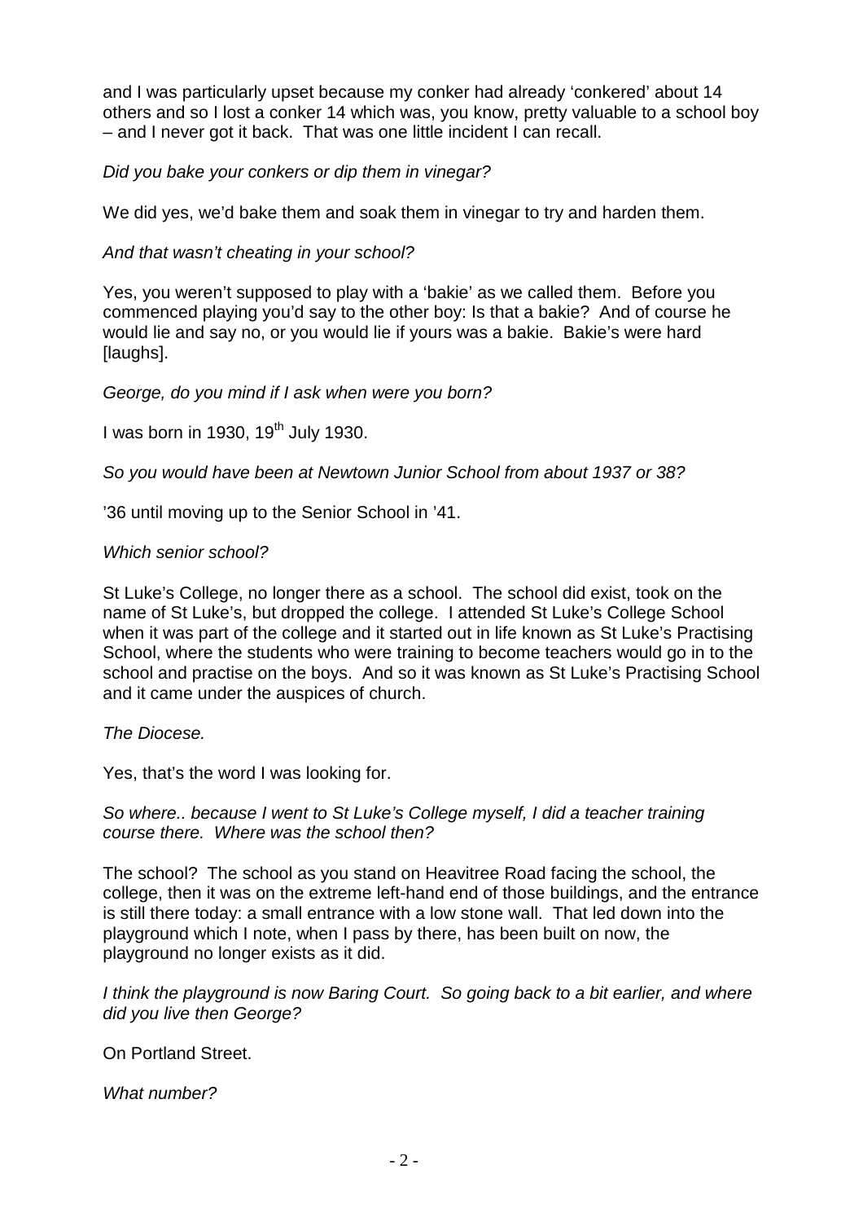and I was particularly upset because my conker had already 'conkered' about 14 others and so I lost a conker 14 which was, you know, pretty valuable to a school boy – and I never got it back. That was one little incident I can recall.

*Did you bake your conkers or dip them in vinegar?*

We did yes, we'd bake them and soak them in vinegar to try and harden them.

*And that wasn't cheating in your school?*

Yes, you weren't supposed to play with a 'bakie' as we called them. Before you commenced playing you'd say to the other boy: Is that a bakie? And of course he would lie and say no, or you would lie if yours was a bakie. Bakie's were hard [laughs].

*George, do you mind if I ask when were you born?*

I was born in 1930, 19th July 1930.

*So you would have been at Newtown Junior School from about 1937 or 38?*

'36 until moving up to the Senior School in '41.

*Which senior school?*

St Luke's College, no longer there as a school. The school did exist, took on the name of St Luke's, but dropped the college. I attended St Luke's College School when it was part of the college and it started out in life known as St Luke's Practising School, where the students who were training to become teachers would go in to the school and practise on the boys. And so it was known as St Luke's Practising School and it came under the auspices of church.

*The Diocese.*

Yes, that's the word I was looking for.

*So where.. because I went to St Luke's College myself, I did a teacher training course there. Where was the school then?*

The school? The school as you stand on Heavitree Road facing the school, the college, then it was on the extreme left-hand end of those buildings, and the entrance is still there today: a small entrance with a low stone wall. That led down into the playground which I note, when I pass by there, has been built on now, the playground no longer exists as it did.

*I think the playground is now Baring Court. So going back to a bit earlier, and where did you live then George?*

On Portland Street.

*What number?*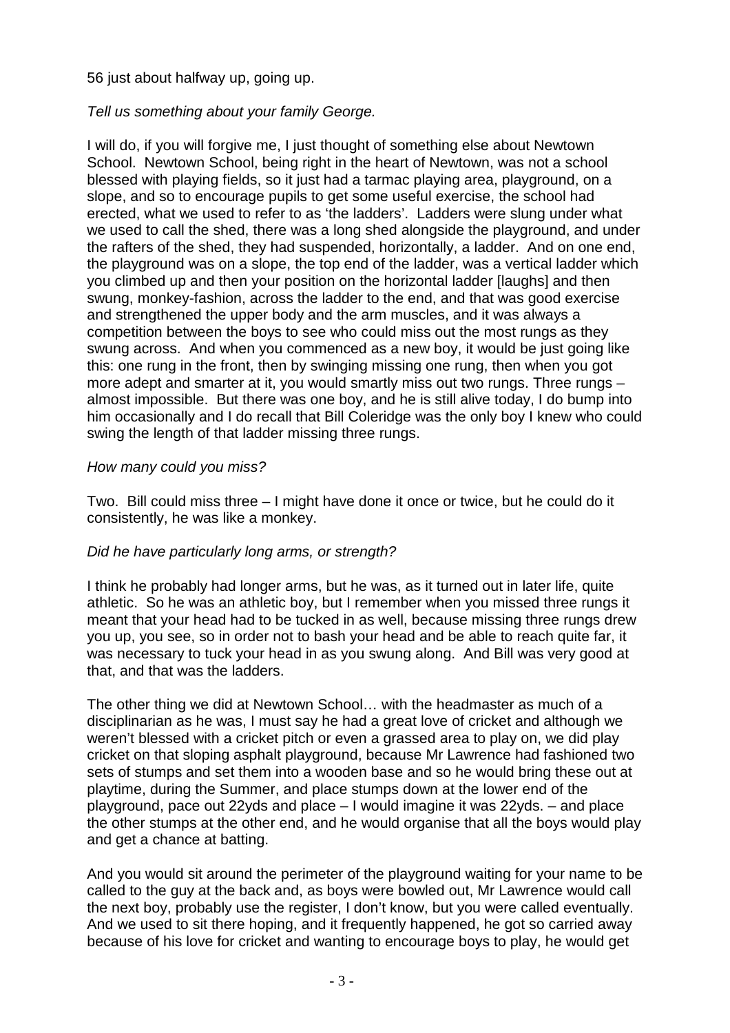56 just about halfway up, going up.

*Tell us something about your family George.*

I will do, if you will forgive me, I just thought of something else about Newtown School. Newtown School, being right in the heart of Newtown, was not a school blessed with playing fields, so it just had a tarmac playing area, playground, on a slope, and so to encourage pupils to get some useful exercise, the school had erected, what we used to refer to as 'the ladders'. Ladders were slung under what we used to call the shed, there was a long shed alongside the playground, and under the rafters of the shed, they had suspended, horizontally, a ladder. And on one end, the playground was on a slope, the top end of the ladder, was a vertical ladder which you climbed up and then your position on the horizontal ladder [laughs] and then swung, monkey-fashion, across the ladder to the end, and that was good exercise and strengthened the upper body and the arm muscles, and it was always a competition between the boys to see who could miss out the most rungs as they swung across. And when you commenced as a new boy, it would be just going like this: one rung in the front, then by swinging missing one rung, then when you got more adept and smarter at it, you would smartly miss out two rungs. Three rungs – almost impossible. But there was one boy, and he is still alive today, I do bump into him occasionally and I do recall that Bill Coleridge was the only boy I knew who could swing the length of that ladder missing three rungs.

*How many could you miss?*

Two. Bill could miss three – I might have done it once or twice, but he could do it consistently, he was like a monkey.

*Did he have particularly long arms, or strength?*

I think he probably had longer arms, but he was, as it turned out in later life, quite athletic. So he was an athletic boy, but I remember when you missed three rungs it meant that your head had to be tucked in as well, because missing three rungs drew you up, you see, so in order not to bash your head and be able to reach quite far, it was necessary to tuck your head in as you swung along. And Bill was very good at that, and that was the ladders.

The other thing we did at Newtown School… with the headmaster as much of a disciplinarian as he was, I must say he had a great love of cricket and although we weren't blessed with a cricket pitch or even a grassed area to play on, we did play cricket on that sloping asphalt playground, because Mr Lawrence had fashioned two sets of stumps and set them into a wooden base and so he would bring these out at playtime, during the Summer, and place stumps down at the lower end of the playground, pace out 22yds and place – I would imagine it was 22yds. – and place the other stumps at the other end, and he would organise that all the boys would play and get a chance at batting.

And you would sit around the perimeter of the playground waiting for your name to be called to the guy at the back and, as boys were bowled out, Mr Lawrence would call the next boy, probably use the register, I don't know, but you were called eventually. And we used to sit there hoping, and it frequently happened, he got so carried away because of his love for cricket and wanting to encourage boys to play, he would get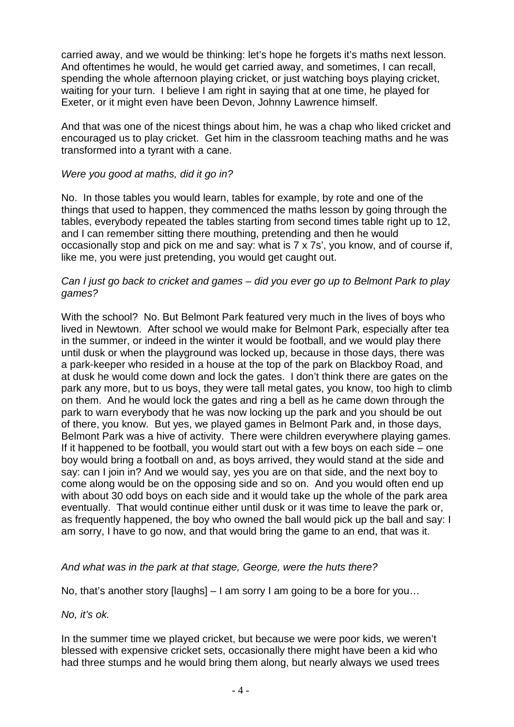carried away, and we would be thinking: let's hope he forgets it's maths next lesson. And oftentimes he would, he would get carried away, and sometimes, I can recall, spending the whole afternoon playing cricket, or just watching boys playing cricket, waiting for your turn. I believe I am right in saying that at one time, he played for Exeter, or it might even have been Devon, Johnny Lawrence himself.

And that was one of the nicest things about him, he was a chap who liked cricket and encouraged us to play cricket. Get him in the classroom teaching maths and he was transformed into a tyrant with a cane.

*Were you good at maths, did it go in?*

No. In those tables you would learn, tables for example, by rote and one of the things that used to happen, they commenced the maths lesson by going through the tables, everybody repeated the tables starting from second times table right up to 12, and I can remember sitting there mouthing, pretending and then he would occasionally stop and pick on me and say: what is 7 x 7s', you know, and of course if, like me, you were just pretending, you would get caught out.

*Can I just go back to cricket and games – did you ever go up to Belmont Park to play games?*

With the school? No. But Belmont Park featured very much in the lives of boys who lived in Newtown. After school we would make for Belmont Park, especially after tea in the summer, or indeed in the winter it would be football, and we would play there until dusk or when the playground was locked up, because in those days, there was a park-keeper who resided in a house at the top of the park on Blackboy Road, and at dusk he would come down and lock the gates. I don't think there are gates on the park any more, but to us boys, they were tall metal gates, you know, too high to climb on them. And he would lock the gates and ring a bell as he came down through the park to warn everybody that he was now locking up the park and you should be out of there, you know. But yes, we played games in Belmont Park and, in those days, Belmont Park was a hive of activity. There were children everywhere playing games. If it happened to be football, you would start out with a few boys on each side – one boy would bring a football on and, as boys arrived, they would stand at the side and say: can I join in? And we would say, yes you are on that side, and the next boy to come along would be on the opposing side and so on. And you would often end up with about 30 odd boys on each side and it would take up the whole of the park area eventually. That would continue either until dusk or it was time to leave the park or, as frequently happened, the boy who owned the ball would pick up the ball and say: I am sorry, I have to go now, and that would bring the game to an end, that was it.

*And what was in the park at that stage, George, were the huts there?*

No, that's another story [laughs] – I am sorry I am going to be a bore for you…

*No, it's ok.*

In the summer time we played cricket, but because we were poor kids, we weren't blessed with expensive cricket sets, occasionally there might have been a kid who had three stumps and he would bring them along, but nearly always we used trees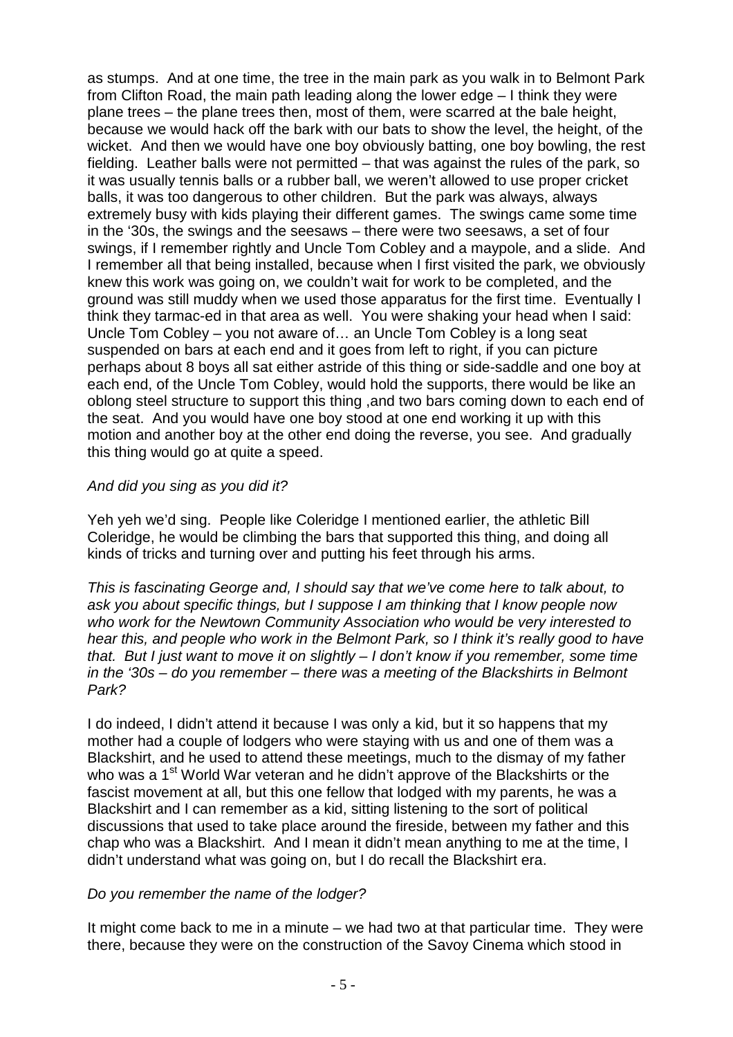as stumps. And at one time, the tree in the main park as you walk in to Belmont Park from Clifton Road, the main path leading along the lower edge – I think they were plane trees – the plane trees then, most of them, were scarred at the bale height, because we would hack off the bark with our bats to show the level, the height, of the wicket. And then we would have one boy obviously batting, one boy bowling, the rest fielding. Leather balls were not permitted – that was against the rules of the park, so it was usually tennis balls or a rubber ball, we weren't allowed to use proper cricket balls, it was too dangerous to other children. But the park was always, always extremely busy with kids playing their different games. The swings came some time in the '30s, the swings and the seesaws – there were two seesaws, a set of four swings, if I remember rightly and Uncle Tom Cobley and a maypole, and a slide. And I remember all that being installed, because when I first visited the park, we obviously knew this work was going on, we couldn't wait for work to be completed, and the ground was still muddy when we used those apparatus for the first time. Eventually I think they tarmac-ed in that area as well. You were shaking your head when I said: Uncle Tom Cobley – you not aware of… an Uncle Tom Cobley is a long seat suspended on bars at each end and it goes from left to right, if you can picture perhaps about 8 boys all sat either astride of this thing or side-saddle and one boy at each end, of the Uncle Tom Cobley, would hold the supports, there would be like an oblong steel structure to support this thing ,and two bars coming down to each end of the seat. And you would have one boy stood at one end working it up with this motion and another boy at the other end doing the reverse, you see. And gradually this thing would go at quite a speed.

*And did you sing as you did it?*

Yeh yeh we'd sing. People like Coleridge I mentioned earlier, the athletic Bill Coleridge, he would be climbing the bars that supported this thing, and doing all kinds of tricks and turning over and putting his feet through his arms.

*This is fascinating George and, I should say that we've come here to talk about, to ask you about specific things, but I suppose I am thinking that I know people now who work for the Newtown Community Association who would be very interested to hear this, and people who work in the Belmont Park, so I think it's really good to have that. But I just want to move it on slightly – I don't know if you remember, some time in the '30s – do you remember – there was a meeting of the Blackshirts in Belmont Park?*

I do indeed, I didn't attend it because I was only a kid, but it so happens that my mother had a couple of lodgers who were staying with us and one of them was a Blackshirt, and he used to attend these meetings, much to the dismay of my father who was a 1st World War veteran and he didn't approve of the Blackshirts or the fascist movement at all, but this one fellow that lodged with my parents, he was a Blackshirt and I can remember as a kid, sitting listening to the sort of political discussions that used to take place around the fireside, between my father and this chap who was a Blackshirt. And I mean it didn't mean anything to me at the time, I didn't understand what was going on, but I do recall the Blackshirt era.

*Do you remember the name of the lodger?*

It might come back to me in a minute – we had two at that particular time. They were there, because they were on the construction of the Savoy Cinema which stood in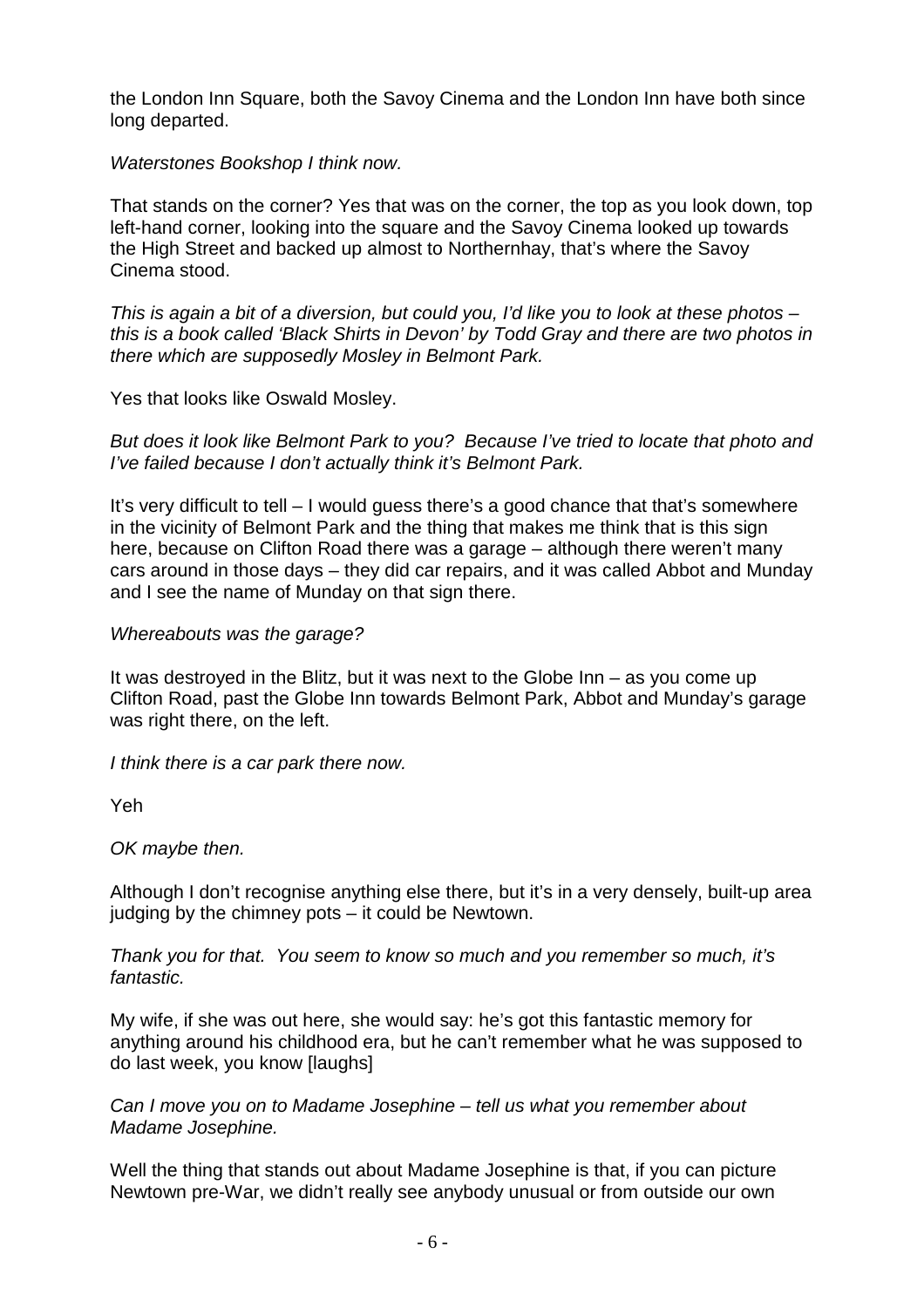the London Inn Square, both the Savoy Cinema and the London Inn have both since long departed.

*Waterstones Bookshop I think now.*

That stands on the corner? Yes that was on the corner, the top as you look down, top left-hand corner, looking into the square and the Savoy Cinema looked up towards the High Street and backed up almost to Northernhay, that's where the Savoy Cinema stood.

*This is again a bit of a diversion, but could you, I'd like you to look at these photos – this is a book called 'Black Shirts in Devon' by Todd Gray and there are two photos in there which are supposedly Mosley in Belmont Park.*

Yes that looks like Oswald Mosley.

*But does it look like Belmont Park to you? Because I've tried to locate that photo and I've failed because I don't actually think it's Belmont Park.*

It's very difficult to tell – I would guess there's a good chance that that's somewhere in the vicinity of Belmont Park and the thing that makes me think that is this sign here, because on Clifton Road there was a garage – although there weren't many cars around in those days – they did car repairs, and it was called Abbot and Munday and I see the name of Munday on that sign there.

*Whereabouts was the garage?*

It was destroyed in the Blitz, but it was next to the Globe Inn – as you come up Clifton Road, past the Globe Inn towards Belmont Park, Abbot and Munday's garage was right there, on the left.

*I think there is a car park there now.*

Yeh

*OK maybe then.*

Although I don't recognise anything else there, but it's in a very densely, built-up area judging by the chimney pots – it could be Newtown.

*Thank you for that. You seem to know so much and you remember so much, it's fantastic.*

My wife, if she was out here, she would say: he's got this fantastic memory for anything around his childhood era, but he can't remember what he was supposed to do last week, you know [laughs]

*Can I move you on to Madame Josephine – tell us what you remember about Madame Josephine.*

Well the thing that stands out about Madame Josephine is that, if you can picture Newtown pre-War, we didn't really see anybody unusual or from outside our own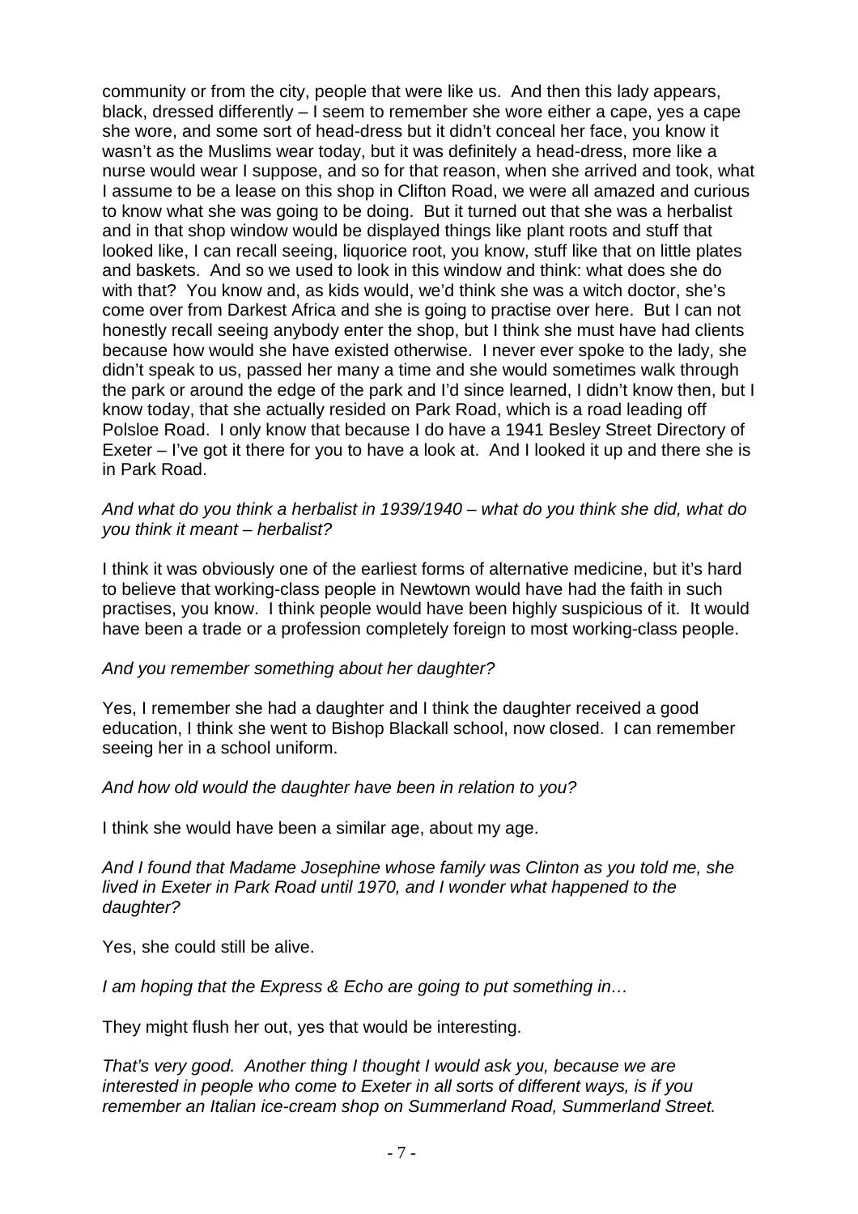community or from the city, people that were like us. And then this lady appears, black, dressed differently – I seem to remember she wore either a cape, yes a cape she wore, and some sort of head-dress but it didn't conceal her face, you know it wasn't as the Muslims wear today, but it was definitely a head-dress, more like a nurse would wear I suppose, and so for that reason, when she arrived and took, what I assume to be a lease on this shop in Clifton Road, we were all amazed and curious to know what she was going to be doing. But it turned out that she was a herbalist and in that shop window would be displayed things like plant roots and stuff that looked like, I can recall seeing, liquorice root, you know, stuff like that on little plates and baskets. And so we used to look in this window and think: what does she do with that? You know and, as kids would, we'd think she was a witch doctor, she's come over from Darkest Africa and she is going to practise over here. But I can not honestly recall seeing anybody enter the shop, but I think she must have had clients because how would she have existed otherwise. I never ever spoke to the lady, she didn't speak to us, passed her many a time and she would sometimes walk through the park or around the edge of the park and I'd since learned, I didn't know then, but I know today, that she actually resided on Park Road, which is a road leading off Polsloe Road. I only know that because I do have a 1941 Besley Street Directory of Exeter – I've got it there for you to have a look at. And I looked it up and there she is in Park Road.

*And what do you think a herbalist in 1939/1940 – what do you think she did, what do you think it meant – herbalist?*

I think it was obviously one of the earliest forms of alternative medicine, but it's hard to believe that working-class people in Newtown would have had the faith in such practises, you know. I think people would have been highly suspicious of it. It would have been a trade or a profession completely foreign to most working-class people.

*And you remember something about her daughter?*

Yes, I remember she had a daughter and I think the daughter received a good education, I think she went to Bishop Blackall school, now closed. I can remember seeing her in a school uniform.

*And how old would the daughter have been in relation to you?*

I think she would have been a similar age, about my age.

*And I found that Madame Josephine whose family was Clinton as you told me, she lived in Exeter in Park Road until 1970, and I wonder what happened to the daughter?*

Yes, she could still be alive.

*I am hoping that the Express & Echo are going to put something in…*

They might flush her out, yes that would be interesting.

*That's very good. Another thing I thought I would ask you, because we are interested in people who come to Exeter in all sorts of different ways, is if you remember an Italian ice-cream shop on Summerland Road, Summerland Street.*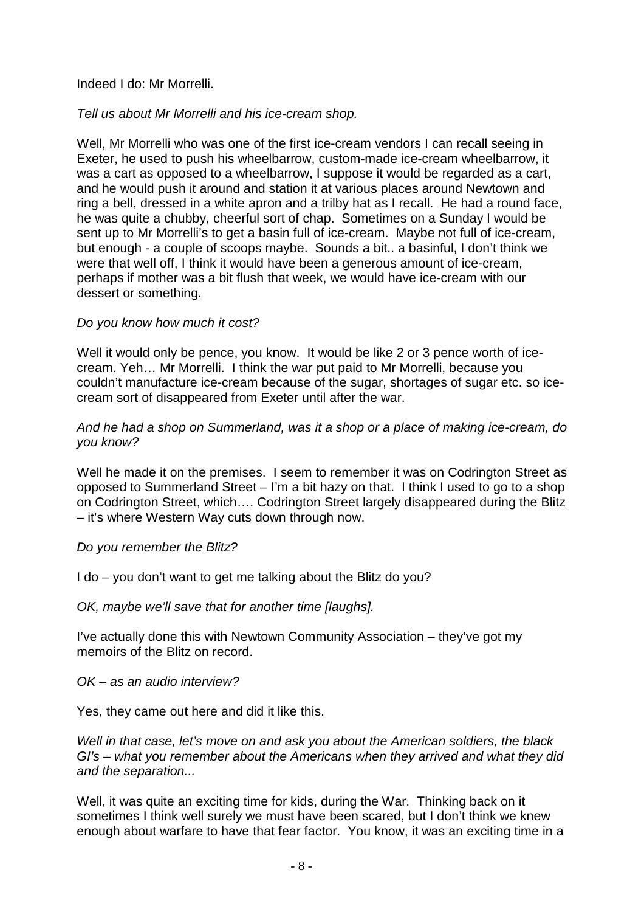Indeed I do: Mr Morrelli.

*Tell us about Mr Morrelli and his ice-cream shop.*

Well, Mr Morrelli who was one of the first ice-cream vendors I can recall seeing in Exeter, he used to push his wheelbarrow, custom-made ice-cream wheelbarrow, it was a cart as opposed to a wheelbarrow, I suppose it would be regarded as a cart, and he would push it around and station it at various places around Newtown and ring a bell, dressed in a white apron and a trilby hat as I recall. He had a round face, he was quite a chubby, cheerful sort of chap. Sometimes on a Sunday I would be sent up to Mr Morrelli's to get a basin full of ice-cream. Maybe not full of ice-cream, but enough - a couple of scoops maybe. Sounds a bit.. a basinful, I don't think we were that well off, I think it would have been a generous amount of ice-cream, perhaps if mother was a bit flush that week, we would have ice-cream with our dessert or something.

*Do you know how much it cost?*

Well it would only be pence, you know. It would be like 2 or 3 pence worth of ice-cream. Yeh… Mr Morrelli. I think the war put paid to Mr Morrelli, because you couldn't manufacture ice-cream because of the sugar, shortages of sugar etc. so ice-cream sort of disappeared from Exeter until after the war.

*And he had a shop on Summerland, was it a shop or a place of making ice-cream, do you know?*

Well he made it on the premises. I seem to remember it was on Codrington Street as opposed to Summerland Street – I'm a bit hazy on that. I think I used to go to a shop on Codrington Street, which…. Codrington Street largely disappeared during the Blitz – it's where Western Way cuts down through now.

*Do you remember the Blitz?*

I do – you don't want to get me talking about the Blitz do you?

*OK, maybe we'll save that for another time [laughs].*

I've actually done this with Newtown Community Association – they've got my memoirs of the Blitz on record.

*OK – as an audio interview?*

Yes, they came out here and did it like this.

*Well in that case, let's move on and ask you about the American soldiers, the black GI's – what you remember about the Americans when they arrived and what they did and the separation...*

Well, it was quite an exciting time for kids, during the War. Thinking back on it sometimes I think well surely we must have been scared, but I don't think we knew enough about warfare to have that fear factor. You know, it was an exciting time in a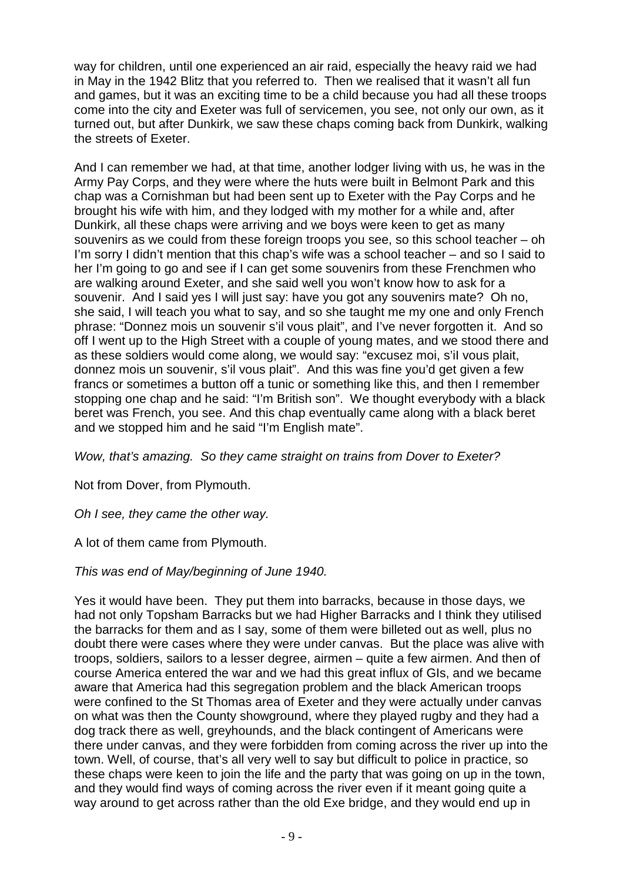way for children, until one experienced an air raid, especially the heavy raid we had in May in the 1942 Blitz that you referred to. Then we realised that it wasn't all fun and games, but it was an exciting time to be a child because you had all these troops come into the city and Exeter was full of servicemen, you see, not only our own, as it turned out, but after Dunkirk, we saw these chaps coming back from Dunkirk, walking the streets of Exeter.

And I can remember we had, at that time, another lodger living with us, he was in the Army Pay Corps, and they were where the huts were built in Belmont Park and this chap was a Cornishman but had been sent up to Exeter with the Pay Corps and he brought his wife with him, and they lodged with my mother for a while and, after Dunkirk, all these chaps were arriving and we boys were keen to get as many souvenirs as we could from these foreign troops you see, so this school teacher – oh I'm sorry I didn't mention that this chap's wife was a school teacher – and so I said to her I'm going to go and see if I can get some souvenirs from these Frenchmen who are walking around Exeter, and she said well you won't know how to ask for a souvenir. And I said yes I will just say: have you got any souvenirs mate? Oh no, she said, I will teach you what to say, and so she taught me my one and only French phrase: "Donnez mois un souvenir s'il vous plait", and I've never forgotten it. And so off I went up to the High Street with a couple of young mates, and we stood there and as these soldiers would come along, we would say: "excusez moi, s'iI vous plait, donnez mois un souvenir, s'il vous plait". And this was fine you'd get given a few francs or sometimes a button off a tunic or something like this, and then I remember stopping one chap and he said: "I'm British son". We thought everybody with a black beret was French, you see. And this chap eventually came along with a black beret and we stopped him and he said "I'm English mate".

*Wow, that's amazing. So they came straight on trains from Dover to Exeter?*

Not from Dover, from Plymouth.

*Oh I see, they came the other way.*

A lot of them came from Plymouth.

*This was end of May/beginning of June 1940.*

Yes it would have been. They put them into barracks, because in those days, we had not only Topsham Barracks but we had Higher Barracks and I think they utilised the barracks for them and as I say, some of them were billeted out as well, plus no doubt there were cases where they were under canvas. But the place was alive with troops, soldiers, sailors to a lesser degree, airmen – quite a few airmen. And then of course America entered the war and we had this great influx of GIs, and we became aware that America had this segregation problem and the black American troops were confined to the St Thomas area of Exeter and they were actually under canvas on what was then the County showground, where they played rugby and they had a dog track there as well, greyhounds, and the black contingent of Americans were there under canvas, and they were forbidden from coming across the river up into the town. Well, of course, that's all very well to say but difficult to police in practice, so these chaps were keen to join the life and the party that was going on up in the town, and they would find ways of coming across the river even if it meant going quite a way around to get across rather than the old Exe bridge, and they would end up in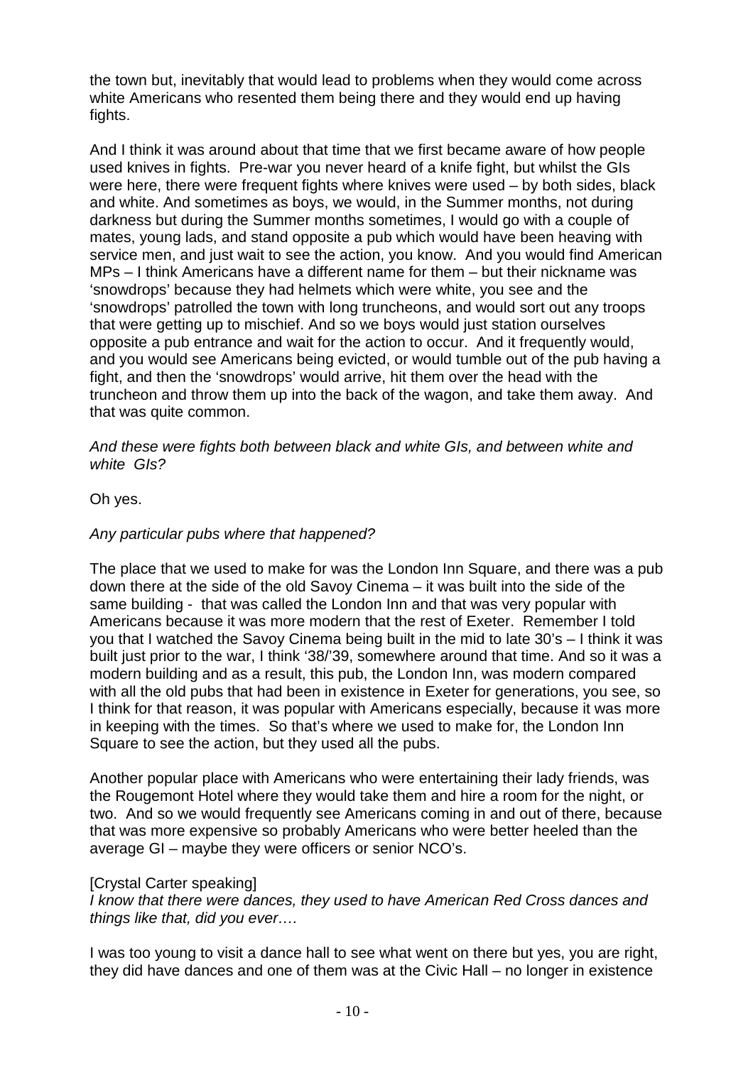the town but, inevitably that would lead to problems when they would come across white Americans who resented them being there and they would end up having fights.

And I think it was around about that time that we first became aware of how people used knives in fights. Pre-war you never heard of a knife fight, but whilst the GIs were here, there were frequent fights where knives were used – by both sides, black and white. And sometimes as boys, we would, in the Summer months, not during darkness but during the Summer months sometimes, I would go with a couple of mates, young lads, and stand opposite a pub which would have been heaving with service men, and just wait to see the action, you know. And you would find American MPs – I think Americans have a different name for them – but their nickname was 'snowdrops' because they had helmets which were white, you see and the 'snowdrops' patrolled the town with long truncheons, and would sort out any troops that were getting up to mischief. And so we boys would just station ourselves opposite a pub entrance and wait for the action to occur. And it frequently would, and you would see Americans being evicted, or would tumble out of the pub having a fight, and then the 'snowdrops' would arrive, hit them over the head with the truncheon and throw them up into the back of the wagon, and take them away. And that was quite common.

*And these were fights both between black and white GIs, and between white and white GIs?*

Oh yes.

*Any particular pubs where that happened?*

The place that we used to make for was the London Inn Square, and there was a pub down there at the side of the old Savoy Cinema – it was built into the side of the same building - that was called the London Inn and that was very popular with Americans because it was more modern that the rest of Exeter. Remember I told you that I watched the Savoy Cinema being built in the mid to late 30's – I think it was built just prior to the war, I think '38/'39, somewhere around that time. And so it was a modern building and as a result, this pub, the London Inn, was modern compared with all the old pubs that had been in existence in Exeter for generations, you see, so I think for that reason, it was popular with Americans especially, because it was more in keeping with the times. So that's where we used to make for, the London Inn Square to see the action, but they used all the pubs.

Another popular place with Americans who were entertaining their lady friends, was the Rougemont Hotel where they would take them and hire a room for the night, or two. And so we would frequently see Americans coming in and out of there, because that was more expensive so probably Americans who were better heeled than the average GI – maybe they were officers or senior NCO's.

[Crystal Carter speaking]
*I know that there were dances, they used to have American Red Cross dances and things like that, did you ever….*

I was too young to visit a dance hall to see what went on there but yes, you are right, they did have dances and one of them was at the Civic Hall – no longer in existence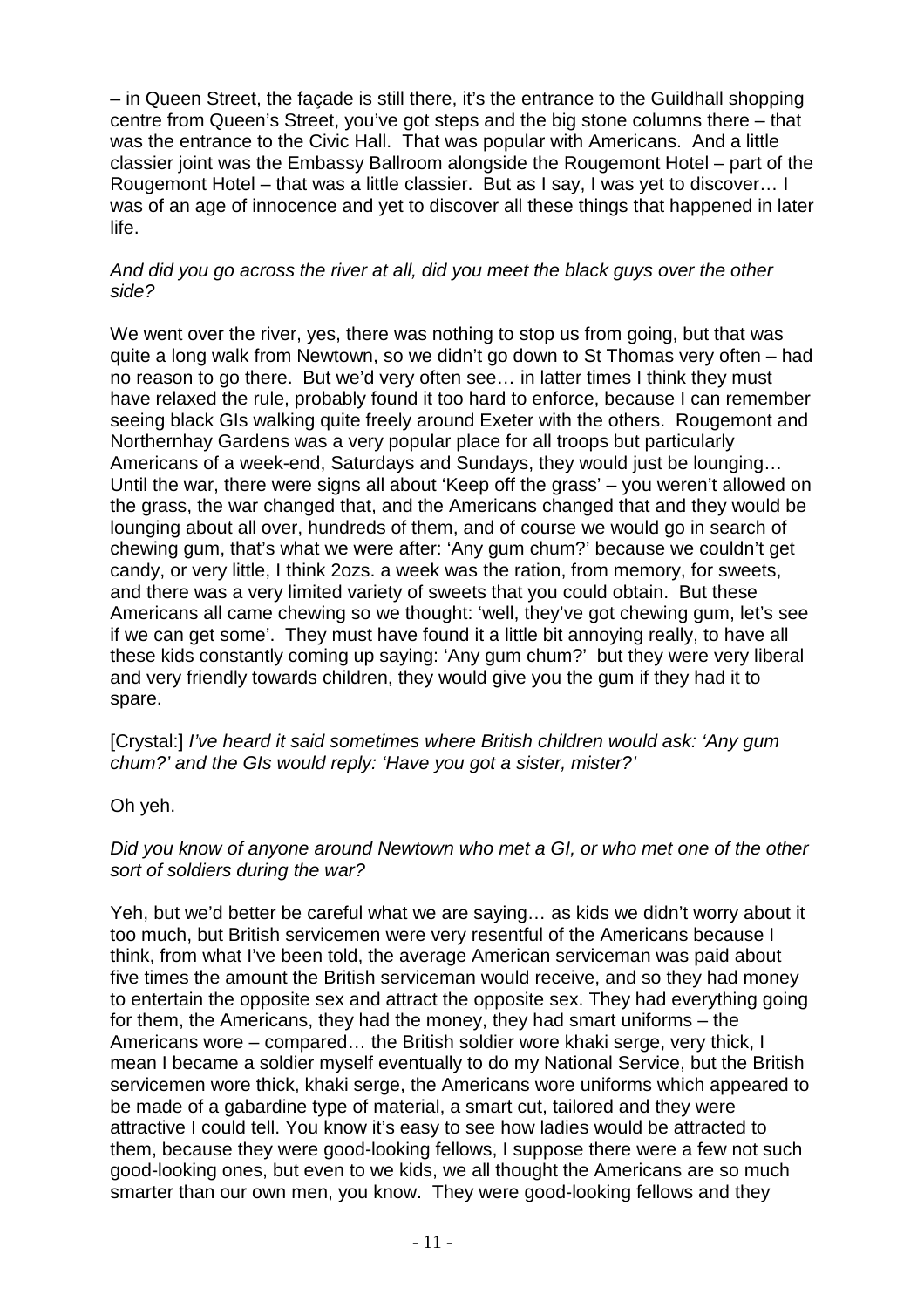– in Queen Street, the façade is still there, it's the entrance to the Guildhall shopping centre from Queen's Street, you've got steps and the big stone columns there – that was the entrance to the Civic Hall. That was popular with Americans. And a little classier joint was the Embassy Ballroom alongside the Rougemont Hotel – part of the Rougemont Hotel – that was a little classier. But as I say, I was yet to discover… I was of an age of innocence and yet to discover all these things that happened in later life.

*And did you go across the river at all, did you meet the black guys over the other side?*

We went over the river, yes, there was nothing to stop us from going, but that was quite a long walk from Newtown, so we didn't go down to St Thomas very often – had no reason to go there. But we'd very often see… in latter times I think they must have relaxed the rule, probably found it too hard to enforce, because I can remember seeing black GIs walking quite freely around Exeter with the others. Rougemont and Northernhay Gardens was a very popular place for all troops but particularly Americans of a week-end, Saturdays and Sundays, they would just be lounging… Until the war, there were signs all about 'Keep off the grass' – you weren't allowed on the grass, the war changed that, and the Americans changed that and they would be lounging about all over, hundreds of them, and of course we would go in search of chewing gum, that's what we were after: 'Any gum chum?' because we couldn't get candy, or very little, I think 2ozs. a week was the ration, from memory, for sweets, and there was a very limited variety of sweets that you could obtain. But these Americans all came chewing so we thought: 'well, they've got chewing gum, let's see if we can get some'. They must have found it a little bit annoying really, to have all these kids constantly coming up saying: 'Any gum chum?' but they were very liberal and very friendly towards children, they would give you the gum if they had it to spare.

[Crystal:] *I've heard it said sometimes where British children would ask: 'Any gum chum?' and the GIs would reply: 'Have you got a sister, mister?'*

Oh yeh.

*Did you know of anyone around Newtown who met a GI, or who met one of the other sort of soldiers during the war?*

Yeh, but we'd better be careful what we are saying… as kids we didn't worry about it too much, but British servicemen were very resentful of the Americans because I think, from what I've been told, the average American serviceman was paid about five times the amount the British serviceman would receive, and so they had money to entertain the opposite sex and attract the opposite sex. They had everything going for them, the Americans, they had the money, they had smart uniforms – the Americans wore – compared… the British soldier wore khaki serge, very thick, I mean I became a soldier myself eventually to do my National Service, but the British servicemen wore thick, khaki serge, the Americans wore uniforms which appeared to be made of a gabardine type of material, a smart cut, tailored and they were attractive I could tell. You know it's easy to see how ladies would be attracted to them, because they were good-looking fellows, I suppose there were a few not such good-looking ones, but even to we kids, we all thought the Americans are so much smarter than our own men, you know. They were good-looking fellows and they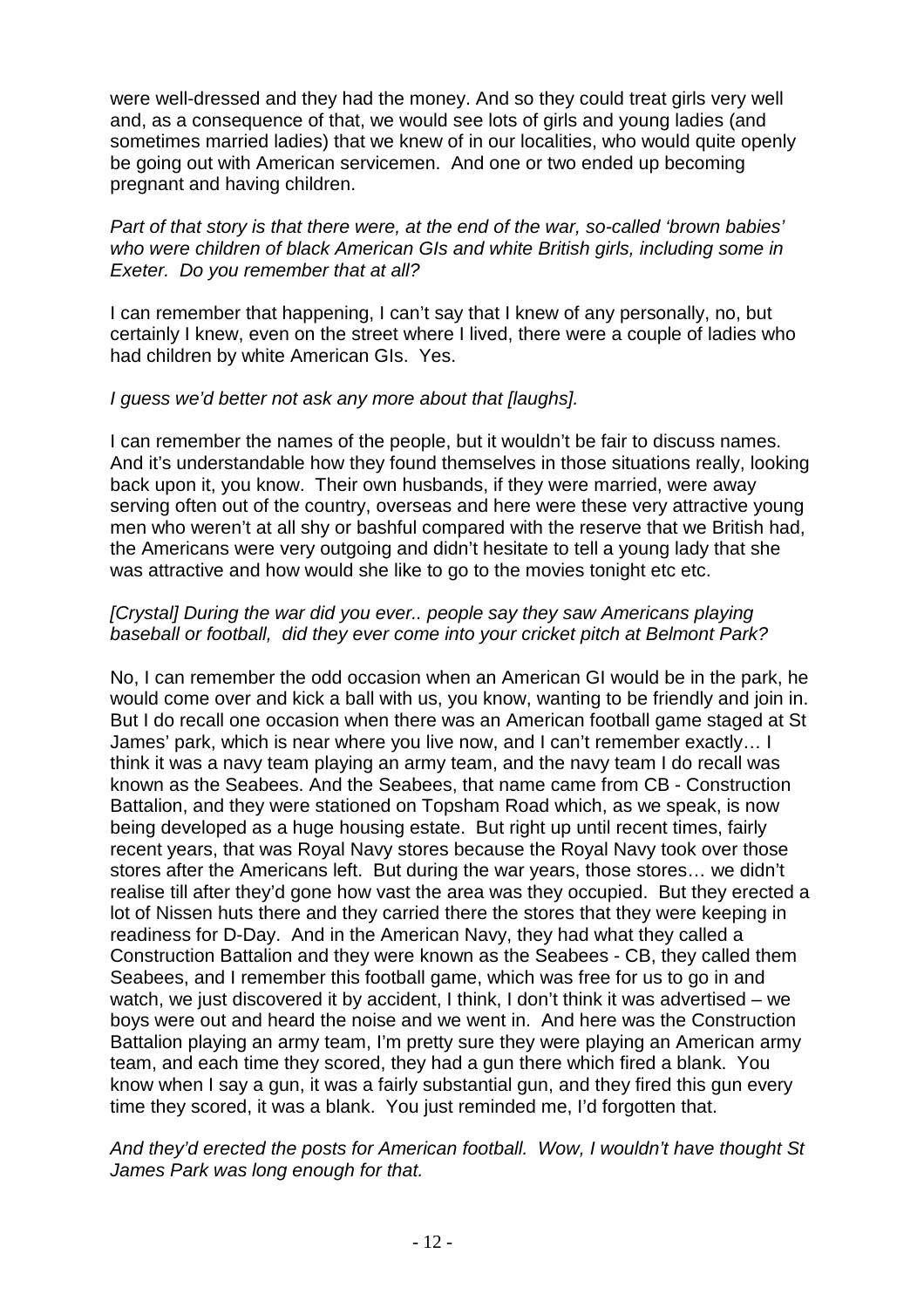were well-dressed and they had the money. And so they could treat girls very well and, as a consequence of that, we would see lots of girls and young ladies (and sometimes married ladies) that we knew of in our localities, who would quite openly be going out with American servicemen. And one or two ended up becoming pregnant and having children.

*Part of that story is that there were, at the end of the war, so-called 'brown babies' who were children of black American GIs and white British girls, including some in Exeter. Do you remember that at all?*

I can remember that happening, I can't say that I knew of any personally, no, but certainly I knew, even on the street where I lived, there were a couple of ladies who had children by white American GIs. Yes.

*I guess we'd better not ask any more about that [laughs].*

I can remember the names of the people, but it wouldn't be fair to discuss names. And it's understandable how they found themselves in those situations really, looking back upon it, you know. Their own husbands, if they were married, were away serving often out of the country, overseas and here were these very attractive young men who weren't at all shy or bashful compared with the reserve that we British had, the Americans were very outgoing and didn't hesitate to tell a young lady that she was attractive and how would she like to go to the movies tonight etc etc.

*[Crystal] During the war did you ever.. people say they saw Americans playing baseball or football, did they ever come into your cricket pitch at Belmont Park?*

No, I can remember the odd occasion when an American GI would be in the park, he would come over and kick a ball with us, you know, wanting to be friendly and join in. But I do recall one occasion when there was an American football game staged at St James' park, which is near where you live now, and I can't remember exactly… I think it was a navy team playing an army team, and the navy team I do recall was known as the Seabees. And the Seabees, that name came from CB - Construction Battalion, and they were stationed on Topsham Road which, as we speak, is now being developed as a huge housing estate. But right up until recent times, fairly recent years, that was Royal Navy stores because the Royal Navy took over those stores after the Americans left. But during the war years, those stores… we didn't realise till after they'd gone how vast the area was they occupied. But they erected a lot of Nissen huts there and they carried there the stores that they were keeping in readiness for D-Day. And in the American Navy, they had what they called a Construction Battalion and they were known as the Seabees - CB, they called them Seabees, and I remember this football game, which was free for us to go in and watch, we just discovered it by accident, I think, I don't think it was advertised – we boys were out and heard the noise and we went in. And here was the Construction Battalion playing an army team, I'm pretty sure they were playing an American army team, and each time they scored, they had a gun there which fired a blank. You know when I say a gun, it was a fairly substantial gun, and they fired this gun every time they scored, it was a blank. You just reminded me, I'd forgotten that.

*And they'd erected the posts for American football. Wow, I wouldn't have thought St James Park was long enough for that.*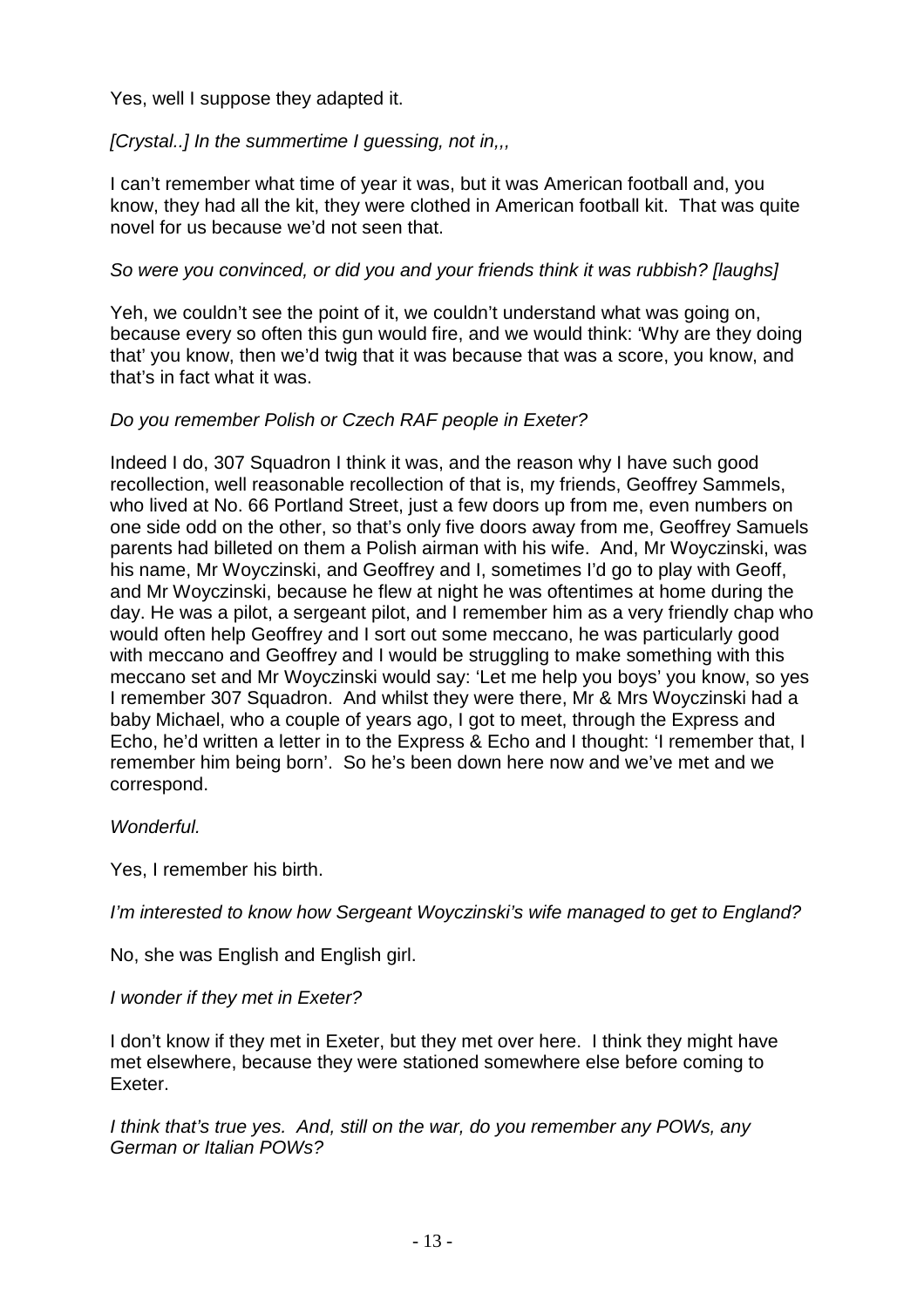Yes, well I suppose they adapted it.

*[Crystal..] In the summertime I guessing, not in,,,*

I can't remember what time of year it was, but it was American football and, you know, they had all the kit, they were clothed in American football kit. That was quite novel for us because we'd not seen that.

*So were you convinced, or did you and your friends think it was rubbish? [laughs]*

Yeh, we couldn't see the point of it, we couldn't understand what was going on, because every so often this gun would fire, and we would think: 'Why are they doing that' you know, then we'd twig that it was because that was a score, you know, and that's in fact what it was.

*Do you remember Polish or Czech RAF people in Exeter?*

Indeed I do, 307 Squadron I think it was, and the reason why I have such good recollection, well reasonable recollection of that is, my friends, Geoffrey Sammels, who lived at No. 66 Portland Street, just a few doors up from me, even numbers on one side odd on the other, so that's only five doors away from me, Geoffrey Samuels parents had billeted on them a Polish airman with his wife. And, Mr Woyczinski, was his name, Mr Woyczinski, and Geoffrey and I, sometimes I'd go to play with Geoff, and Mr Woyczinski, because he flew at night he was oftentimes at home during the day. He was a pilot, a sergeant pilot, and I remember him as a very friendly chap who would often help Geoffrey and I sort out some meccano, he was particularly good with meccano and Geoffrey and I would be struggling to make something with this meccano set and Mr Woyczinski would say: 'Let me help you boys' you know, so yes I remember 307 Squadron. And whilst they were there, Mr & Mrs Woyczinski had a baby Michael, who a couple of years ago, I got to meet, through the Express and Echo, he'd written a letter in to the Express & Echo and I thought: 'I remember that, I remember him being born'. So he's been down here now and we've met and we correspond.

*Wonderful.*

Yes, I remember his birth.

*I'm interested to know how Sergeant Woyczinski's wife managed to get to England?*

No, she was English and English girl.

*I wonder if they met in Exeter?*

I don't know if they met in Exeter, but they met over here. I think they might have met elsewhere, because they were stationed somewhere else before coming to Exeter.

*I think that's true yes. And, still on the war, do you remember any POWs, any German or Italian POWs?*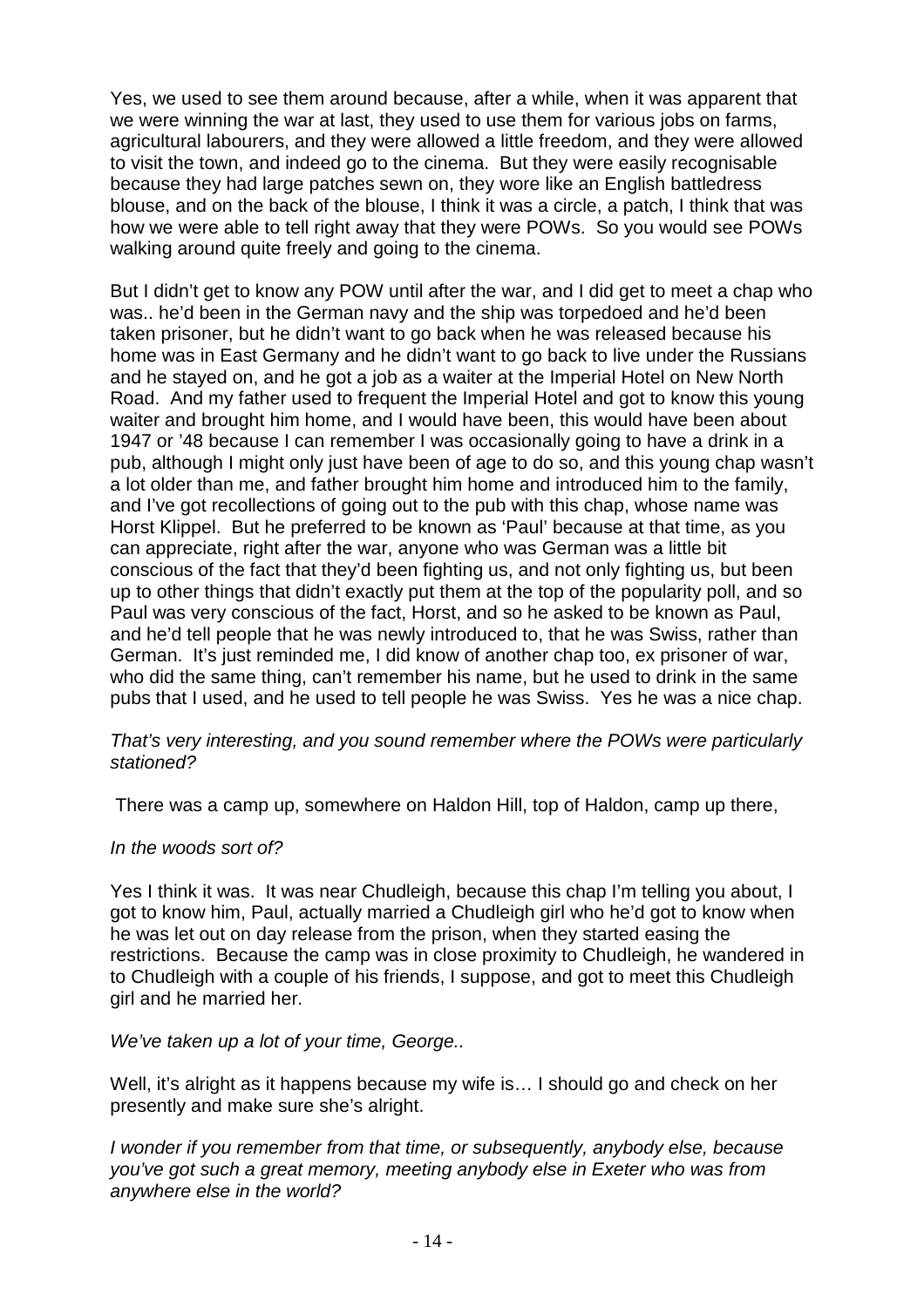Yes, we used to see them around because, after a while, when it was apparent that we were winning the war at last, they used to use them for various jobs on farms, agricultural labourers, and they were allowed a little freedom, and they were allowed to visit the town, and indeed go to the cinema. But they were easily recognisable because they had large patches sewn on, they wore like an English battledress blouse, and on the back of the blouse, I think it was a circle, a patch, I think that was how we were able to tell right away that they were POWs. So you would see POWs walking around quite freely and going to the cinema.

But I didn't get to know any POW until after the war, and I did get to meet a chap who was.. he'd been in the German navy and the ship was torpedoed and he'd been taken prisoner, but he didn't want to go back when he was released because his home was in East Germany and he didn't want to go back to live under the Russians and he stayed on, and he got a job as a waiter at the Imperial Hotel on New North Road. And my father used to frequent the Imperial Hotel and got to know this young waiter and brought him home, and I would have been, this would have been about 1947 or '48 because I can remember I was occasionally going to have a drink in a pub, although I might only just have been of age to do so, and this young chap wasn't a lot older than me, and father brought him home and introduced him to the family, and I've got recollections of going out to the pub with this chap, whose name was Horst Klippel. But he preferred to be known as 'Paul' because at that time, as you can appreciate, right after the war, anyone who was German was a little bit conscious of the fact that they'd been fighting us, and not only fighting us, but been up to other things that didn't exactly put them at the top of the popularity poll, and so Paul was very conscious of the fact, Horst, and so he asked to be known as Paul, and he'd tell people that he was newly introduced to, that he was Swiss, rather than German. It's just reminded me, I did know of another chap too, ex prisoner of war, who did the same thing, can't remember his name, but he used to drink in the same pubs that I used, and he used to tell people he was Swiss. Yes he was a nice chap.

*That's very interesting, and you sound remember where the POWs were particularly stationed?*

There was a camp up, somewhere on Haldon Hill, top of Haldon, camp up there,

*In the woods sort of?*

Yes I think it was. It was near Chudleigh, because this chap I'm telling you about, I got to know him, Paul, actually married a Chudleigh girl who he'd got to know when he was let out on day release from the prison, when they started easing the restrictions. Because the camp was in close proximity to Chudleigh, he wandered in to Chudleigh with a couple of his friends, I suppose, and got to meet this Chudleigh girl and he married her.

*We've taken up a lot of your time, George..*

Well, it's alright as it happens because my wife is… I should go and check on her presently and make sure she's alright.

*I wonder if you remember from that time, or subsequently, anybody else, because you've got such a great memory, meeting anybody else in Exeter who was from anywhere else in the world?*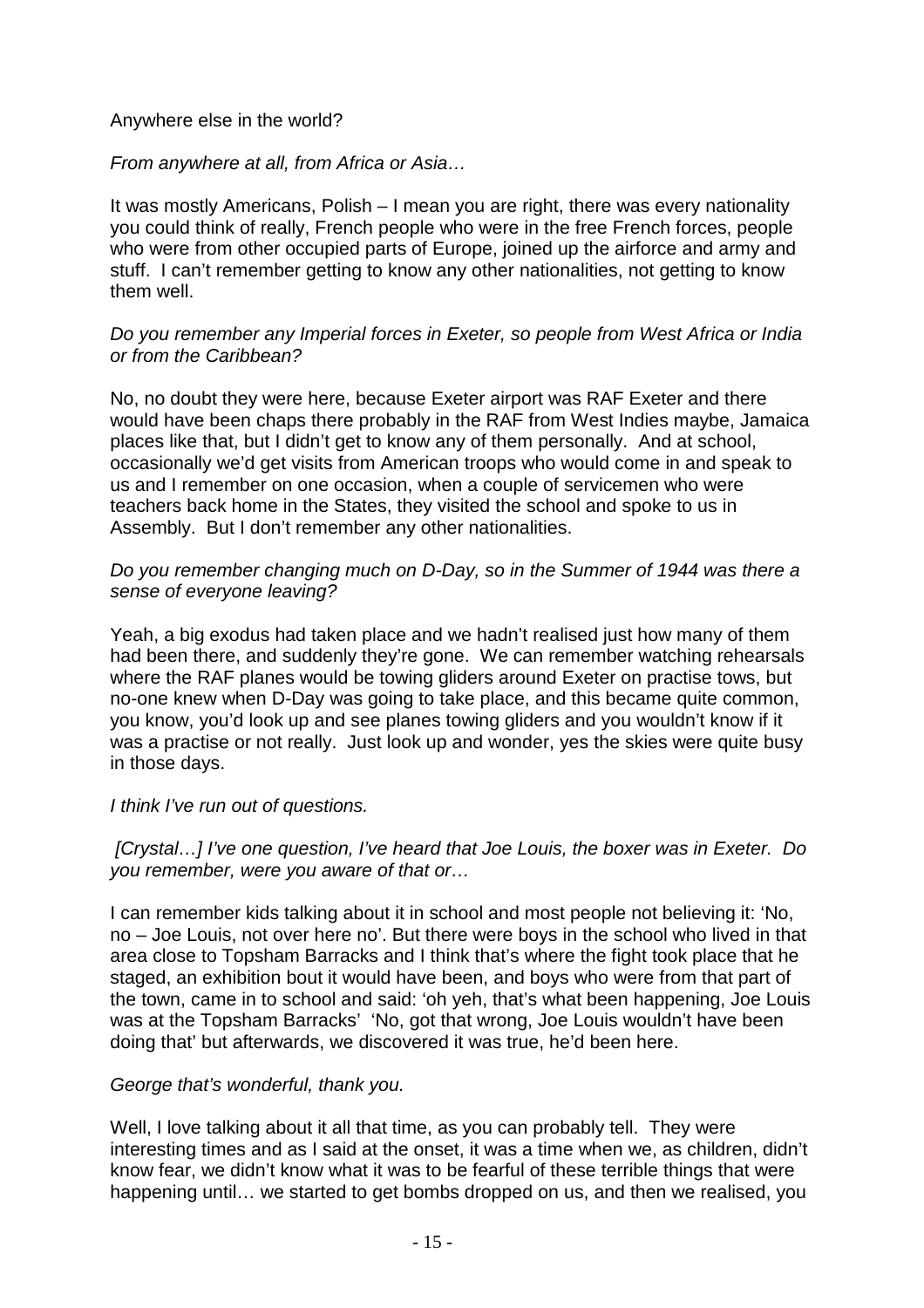Anywhere else in the world?

*From anywhere at all, from Africa or Asia…*

It was mostly Americans, Polish – I mean you are right, there was every nationality you could think of really, French people who were in the free French forces, people who were from other occupied parts of Europe, joined up the airforce and army and stuff. I can't remember getting to know any other nationalities, not getting to know them well.

*Do you remember any Imperial forces in Exeter, so people from West Africa or India or from the Caribbean?*

No, no doubt they were here, because Exeter airport was RAF Exeter and there would have been chaps there probably in the RAF from West Indies maybe, Jamaica places like that, but I didn't get to know any of them personally. And at school, occasionally we'd get visits from American troops who would come in and speak to us and I remember on one occasion, when a couple of servicemen who were teachers back home in the States, they visited the school and spoke to us in Assembly. But I don't remember any other nationalities.

*Do you remember changing much on D-Day, so in the Summer of 1944 was there a sense of everyone leaving?*

Yeah, a big exodus had taken place and we hadn't realised just how many of them had been there, and suddenly they're gone. We can remember watching rehearsals where the RAF planes would be towing gliders around Exeter on practise tows, but no-one knew when D-Day was going to take place, and this became quite common, you know, you'd look up and see planes towing gliders and you wouldn't know if it was a practise or not really. Just look up and wonder, yes the skies were quite busy in those days.

*I think I've run out of questions.*

*[Crystal…] I've one question, I've heard that Joe Louis, the boxer was in Exeter. Do you remember, were you aware of that or…*

I can remember kids talking about it in school and most people not believing it: 'No, no – Joe Louis, not over here no'. But there were boys in the school who lived in that area close to Topsham Barracks and I think that's where the fight took place that he staged, an exhibition bout it would have been, and boys who were from that part of the town, came in to school and said: 'oh yeh, that's what been happening, Joe Louis was at the Topsham Barracks' 'No, got that wrong, Joe Louis wouldn't have been doing that' but afterwards, we discovered it was true, he'd been here.

*George that's wonderful, thank you.*

Well, I love talking about it all that time, as you can probably tell. They were interesting times and as I said at the onset, it was a time when we, as children, didn't know fear, we didn't know what it was to be fearful of these terrible things that were happening until… we started to get bombs dropped on us, and then we realised, you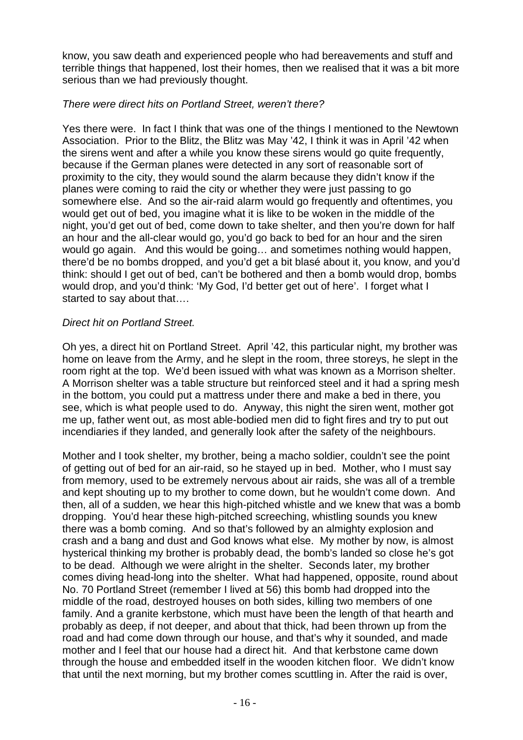know, you saw death and experienced people who had bereavements and stuff and terrible things that happened, lost their homes, then we realised that it was a bit more serious than we had previously thought.

*There were direct hits on Portland Street, weren't there?*

Yes there were. In fact I think that was one of the things I mentioned to the Newtown Association. Prior to the Blitz, the Blitz was May '42, I think it was in April '42 when the sirens went and after a while you know these sirens would go quite frequently, because if the German planes were detected in any sort of reasonable sort of proximity to the city, they would sound the alarm because they didn't know if the planes were coming to raid the city or whether they were just passing to go somewhere else. And so the air-raid alarm would go frequently and oftentimes, you would get out of bed, you imagine what it is like to be woken in the middle of the night, you'd get out of bed, come down to take shelter, and then you're down for half an hour and the all-clear would go, you'd go back to bed for an hour and the siren would go again. And this would be going… and sometimes nothing would happen, there'd be no bombs dropped, and you'd get a bit blasé about it, you know, and you'd think: should I get out of bed, can't be bothered and then a bomb would drop, bombs would drop, and you'd think: 'My God, I'd better get out of here'. I forget what I started to say about that….

*Direct hit on Portland Street.*

Oh yes, a direct hit on Portland Street. April '42, this particular night, my brother was home on leave from the Army, and he slept in the room, three storeys, he slept in the room right at the top. We'd been issued with what was known as a Morrison shelter. A Morrison shelter was a table structure but reinforced steel and it had a spring mesh in the bottom, you could put a mattress under there and make a bed in there, you see, which is what people used to do. Anyway, this night the siren went, mother got me up, father went out, as most able-bodied men did to fight fires and try to put out incendiaries if they landed, and generally look after the safety of the neighbours.

Mother and I took shelter, my brother, being a macho soldier, couldn't see the point of getting out of bed for an air-raid, so he stayed up in bed. Mother, who I must say from memory, used to be extremely nervous about air raids, she was all of a tremble and kept shouting up to my brother to come down, but he wouldn't come down. And then, all of a sudden, we hear this high-pitched whistle and we knew that was a bomb dropping. You'd hear these high-pitched screeching, whistling sounds you knew there was a bomb coming. And so that's followed by an almighty explosion and crash and a bang and dust and God knows what else. My mother by now, is almost hysterical thinking my brother is probably dead, the bomb's landed so close he's got to be dead. Although we were alright in the shelter. Seconds later, my brother comes diving head-long into the shelter. What had happened, opposite, round about No. 70 Portland Street (remember I lived at 56) this bomb had dropped into the middle of the road, destroyed houses on both sides, killing two members of one family. And a granite kerbstone, which must have been the length of that hearth and probably as deep, if not deeper, and about that thick, had been thrown up from the road and had come down through our house, and that's why it sounded, and made mother and I feel that our house had a direct hit. And that kerbstone came down through the house and embedded itself in the wooden kitchen floor. We didn't know that until the next morning, but my brother comes scuttling in. After the raid is over,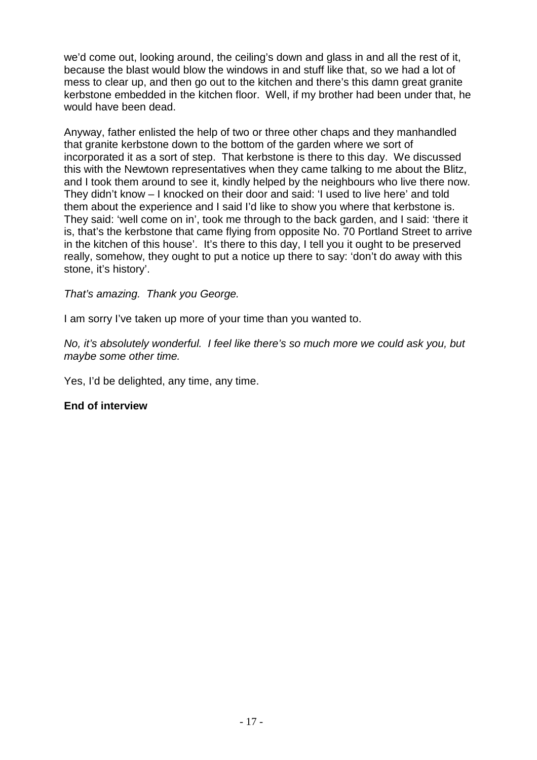we'd come out, looking around, the ceiling's down and glass in and all the rest of it, because the blast would blow the windows in and stuff like that, so we had a lot of mess to clear up, and then go out to the kitchen and there's this damn great granite kerbstone embedded in the kitchen floor. Well, if my brother had been under that, he would have been dead.

Anyway, father enlisted the help of two or three other chaps and they manhandled that granite kerbstone down to the bottom of the garden where we sort of incorporated it as a sort of step. That kerbstone is there to this day. We discussed this with the Newtown representatives when they came talking to me about the Blitz, and I took them around to see it, kindly helped by the neighbours who live there now. They didn't know – I knocked on their door and said: 'I used to live here' and told them about the experience and I said I'd like to show you where that kerbstone is. They said: 'well come on in', took me through to the back garden, and I said: 'there it is, that's the kerbstone that came flying from opposite No. 70 Portland Street to arrive in the kitchen of this house'. It's there to this day, I tell you it ought to be preserved really, somehow, they ought to put a notice up there to say: 'don't do away with this stone, it's history'.

*That's amazing. Thank you George.*

I am sorry I've taken up more of your time than you wanted to.

*No, it's absolutely wonderful. I feel like there's so much more we could ask you, but maybe some other time.*

Yes, I'd be delighted, any time, any time.

**End of interview**